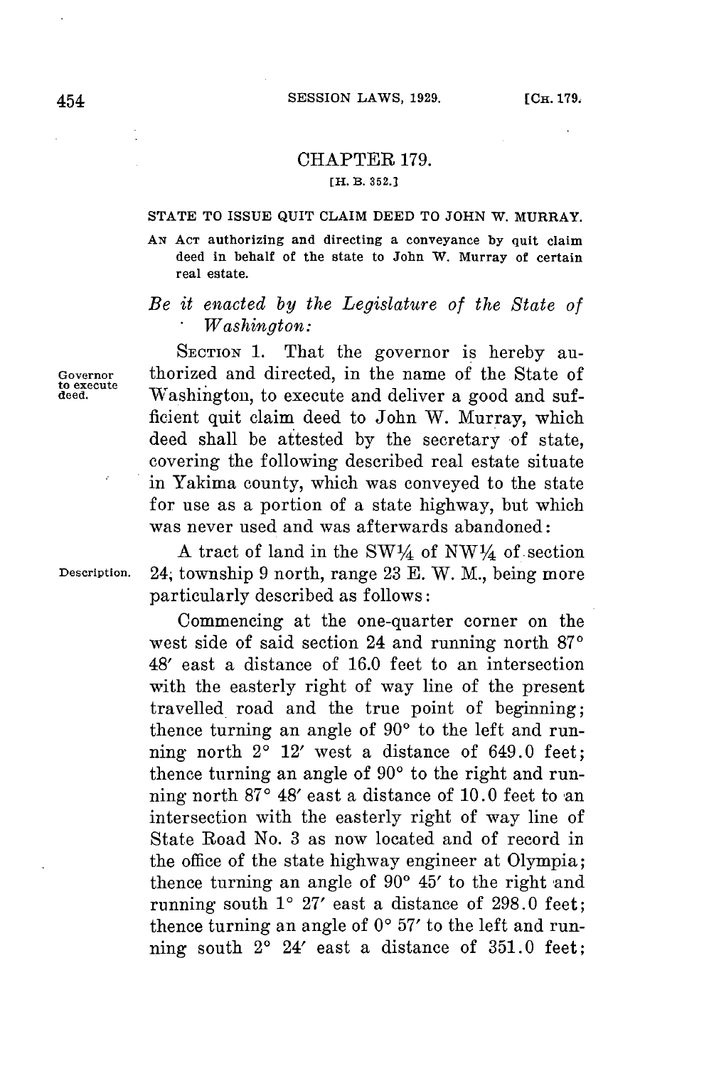## CHAPTER 179.

[H. B. 352.]

STATE TO ISSUE QUIT CLAIM DEED TO JOHN W. MURRAY.

AN ACT authorizing and directing a conveyance by quit claim deed in behalf of the state to John W. Murray of certain real estate.

*Be it enacted by the Legislature of the State of Washington:*

SECTION 1. That the governor is hereby authorized and directed, in the name of the State of Washington, to execute and deliver a good and sufficient quit claim deed to John W. Murray, which deed shall be attested by the secretary of state, covering the following described real estate situate in Yakima county, which was conveyed to the state for use as a portion of a state highway, but which was never used and was afterwards abandoned:

Governor to execute deed.

A tract of land in the SW¼ of NW¼ of section 24; township 9 north, range 23 E. W. M., being more particularly described as follows:

Description.

Commencing at the one-quarter corner on the west side of said section 24 and running north 87° 48′ east a distance of 16.0 feet to an intersection with the easterly right of way line of the present travelled road and the true point of beginning; thence turning an angle of 90° to the left and running north 2° 12′ west a distance of 649.0 feet; thence turning an angle of 90° to the right and running north 87° 48′ east a distance of 10.0 feet to an intersection with the easterly right of way line of State Road No. 3 as now located and of record in the office of the state highway engineer at Olympia; thence turning an angle of 90° 45′ to the right and running south 1° 27′ east a distance of 298.0 feet; thence turning an angle of 0° 57′ to the left and running south 2° 24′ east a distance of 351.0 feet;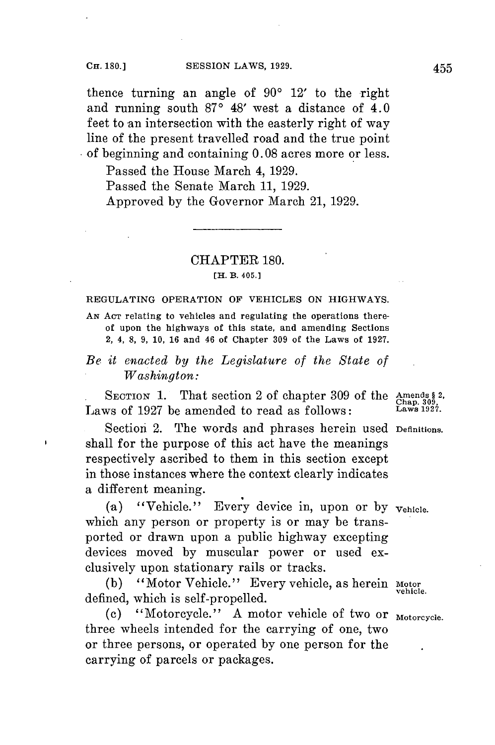thence turning an angle of 90° 12′ to the right and running south 87° 48′ west a distance of 4.0 feet to an intersection with the easterly right of way line of the present travelled road and the true point of beginning and containing 0.08 acres more or less.

Passed the House March 4, 1929.

Passed the Senate March 11, 1929.

Approved by the Governor March 21, 1929.

---

## CHAPTER 180.

[H. B. 405.]

### REGULATING OPERATION OF VEHICLES ON HIGHWAYS.

AN ACT relating to vehicles and regulating the operations thereof upon the highways of this state, and amending Sections 2, 4, 8, 9, 10, 16 and 46 of Chapter 309 of the Laws of 1927.

*Be it enacted by the Legislature of the State of Washington:*

SECTION 1. That section 2 of chapter 309 of the Laws of 1927 be amended to read as follows: *Amends § 2, Chap. 309, Laws 1927.*

Section 2. The words and phrases herein used shall for the purpose of this act have the meanings respectively ascribed to them in this section except in those instances where the context clearly indicates a different meaning. *Definitions.*

(a) "Vehicle." Every device in, upon or by which any person or property is or may be transported or drawn upon a public highway excepting devices moved by muscular power or used exclusively upon stationary rails or tracks. *Vehicle.*

(b) "Motor Vehicle." Every vehicle, as herein defined, which is self-propelled. *Motor vehicle.*

(c) "Motorcycle." A motor vehicle of two or three wheels intended for the carrying of one, two or three persons, or operated by one person for the carrying of parcels or packages. *Motorcycle.*